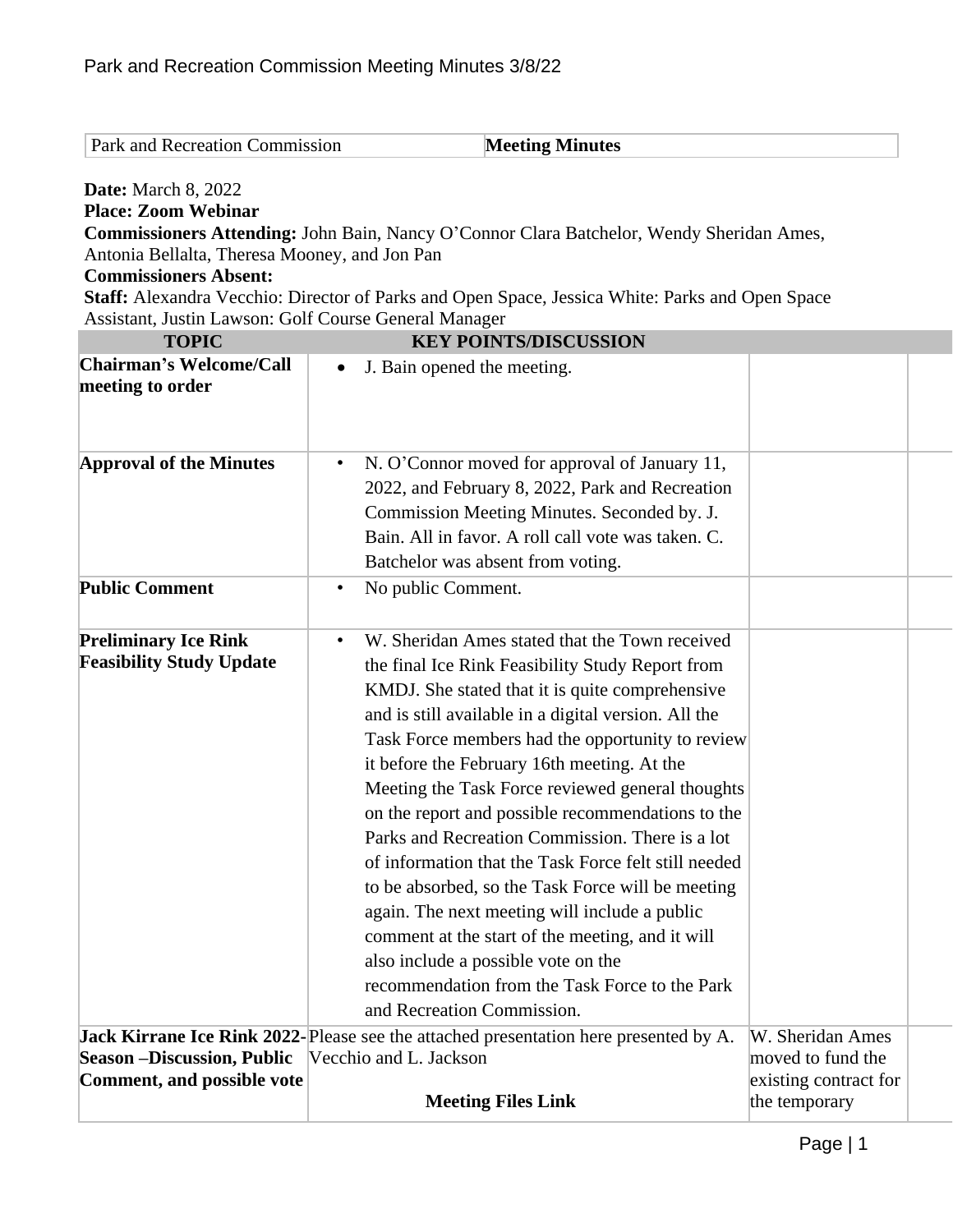| Park and Recreation Commission | **Meeting Minutes** |
| --- | --- |

**Date:** March 8, 2022
**Place: Zoom Webinar**
**Commissioners Attending:** John Bain, Nancy O'Connor Clara Batchelor, Wendy Sheridan Ames, Antonia Bellalta, Theresa Mooney, and Jon Pan
**Commissioners Absent:**
**Staff:** Alexandra Vecchio: Director of Parks and Open Space, Jessica White: Parks and Open Space Assistant, Justin Lawson: Golf Course General Manager

| TOPIC | KEY POINTS/DISCUSSION | | |
| --- | --- | --- | --- |
| **Chairman's Welcome/Call meeting to order** | • J. Bain opened the meeting. | | |
| **Approval of the Minutes** | • N. O'Connor moved for approval of January 11, 2022, and February 8, 2022, Park and Recreation Commission Meeting Minutes. Seconded by. J. Bain. All in favor. A roll call vote was taken. C. Batchelor was absent from voting. | | |
| **Public Comment** | • No public Comment. | | |
| **Preliminary Ice Rink Feasibility Study Update** | • W. Sheridan Ames stated that the Town received the final Ice Rink Feasibility Study Report from KMDJ. She stated that it is quite comprehensive and is still available in a digital version. All the Task Force members had the opportunity to review it before the February 16th meeting. At the Meeting the Task Force reviewed general thoughts on the report and possible recommendations to the Parks and Recreation Commission. There is a lot of information that the Task Force felt still needed to be absorbed, so the Task Force will be meeting again. The next meeting will include a public comment at the start of the meeting, and it will also include a possible vote on the recommendation from the Task Force to the Park and Recreation Commission. | | |
| **Jack Kirrane Ice Rink 2022-Season –Discussion, Public Comment, and possible vote** | Please see the attached presentation here presented by A. Vecchio and L. Jackson<br><br>**Meeting Files Link** | W. Sheridan Ames moved to fund the existing contract for the temporary | |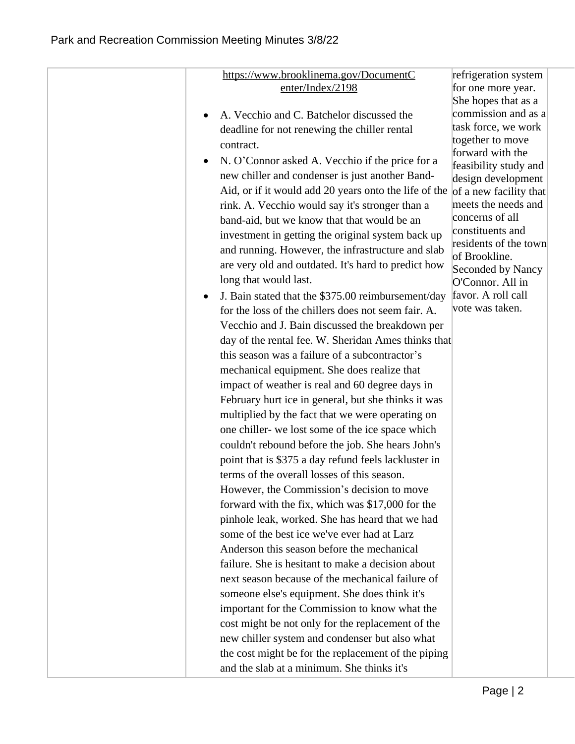| | | | |
|---|---|---|---|
| | https://www.brooklinema.gov/DocumentCenter/Index/2198<br><br>• A. Vecchio and C. Batchelor discussed the deadline for not renewing the chiller rental contract.<br>• N. O'Connor asked A. Vecchio if the price for a new chiller and condenser is just another Band-Aid, or if it would add 20 years onto the life of the rink. A. Vecchio would say it's stronger than a band-aid, but we know that that would be an investment in getting the original system back up and running. However, the infrastructure and slab are very old and outdated. It's hard to predict how long that would last.<br>• J. Bain stated that the $375.00 reimbursement/day for the loss of the chillers does not seem fair. A. Vecchio and J. Bain discussed the breakdown per day of the rental fee. W. Sheridan Ames thinks that this season was a failure of a subcontractor's mechanical equipment. She does realize that impact of weather is real and 60 degree days in February hurt ice in general, but she thinks it was multiplied by the fact that we were operating on one chiller- we lost some of the ice space which couldn't rebound before the job. She hears John's point that is $375 a day refund feels lackluster in terms of the overall losses of this season. However, the Commission's decision to move forward with the fix, which was $17,000 for the pinhole leak, worked. She has heard that we had some of the best ice we've ever had at Larz Anderson this season before the mechanical failure. She is hesitant to make a decision about next season because of the mechanical failure of someone else's equipment. She does think it's important for the Commission to know what the cost might be not only for the replacement of the new chiller system and condenser but also what the cost might be for the replacement of the piping and the slab at a minimum. She thinks it's | refrigeration system for one more year. She hopes that as a commission and as a task force, we work together to move forward with the feasibility study and design development of a new facility that meets the needs and concerns of all constituents and residents of the town of Brookline. Seconded by Nancy O'Connor. All in favor. A roll call vote was taken. | |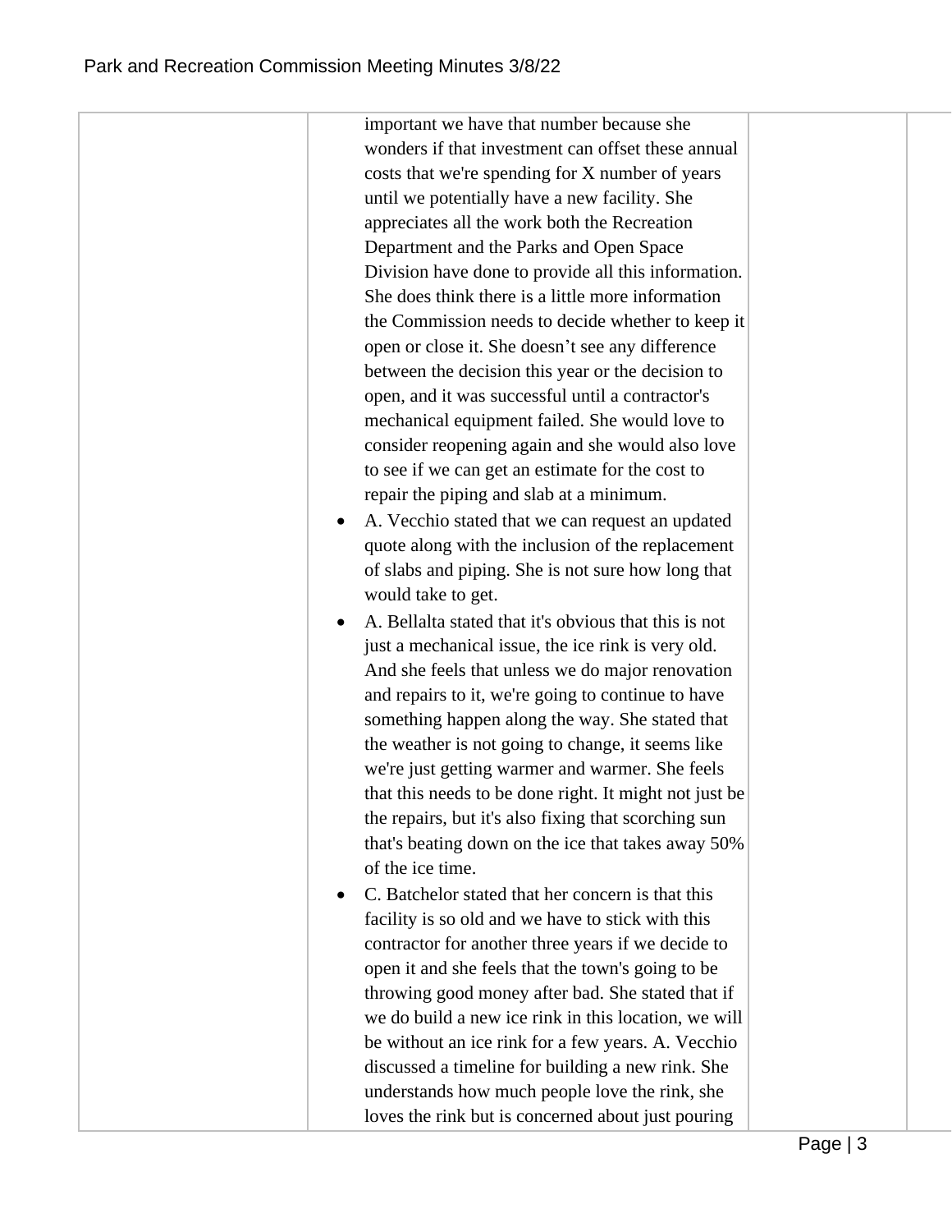| | | | |
|---|---|---|---|
| | important we have that number because she wonders if that investment can offset these annual costs that we're spending for X number of years until we potentially have a new facility. She appreciates all the work both the Recreation Department and the Parks and Open Space Division have done to provide all this information. She does think there is a little more information the Commission needs to decide whether to keep it open or close it. She doesn't see any difference between the decision this year or the decision to open, and it was successful until a contractor's mechanical equipment failed. She would love to consider reopening again and she would also love to see if we can get an estimate for the cost to repair the piping and slab at a minimum.<br>• A. Vecchio stated that we can request an updated quote along with the inclusion of the replacement of slabs and piping. She is not sure how long that would take to get.<br>• A. Bellalta stated that it's obvious that this is not just a mechanical issue, the ice rink is very old. And she feels that unless we do major renovation and repairs to it, we're going to continue to have something happen along the way. She stated that the weather is not going to change, it seems like we're just getting warmer and warmer. She feels that this needs to be done right. It might not just be the repairs, but it's also fixing that scorching sun that's beating down on the ice that takes away 50% of the ice time.<br>• C. Batchelor stated that her concern is that this facility is so old and we have to stick with this contractor for another three years if we decide to open it and she feels that the town's going to be throwing good money after bad. She stated that if we do build a new ice rink in this location, we will be without an ice rink for a few years. A. Vecchio discussed a timeline for building a new rink. She understands how much people love the rink, she loves the rink but is concerned about just pouring | | |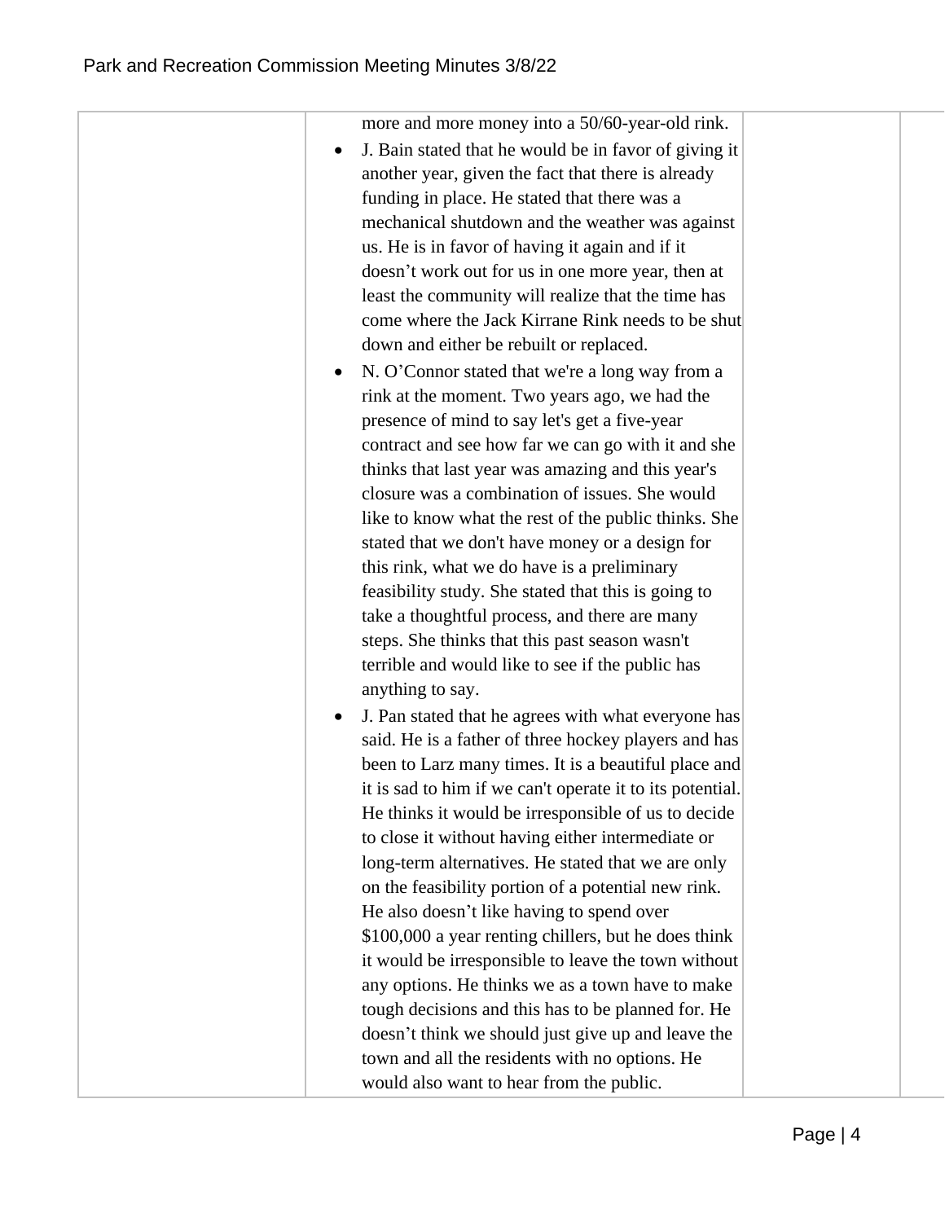| | | | |
|---|---|---|---|
| | more and more money into a 50/60-year-old rink.<br>• J. Bain stated that he would be in favor of giving it another year, given the fact that there is already funding in place. He stated that there was a mechanical shutdown and the weather was against us. He is in favor of having it again and if it doesn't work out for us in one more year, then at least the community will realize that the time has come where the Jack Kirrane Rink needs to be shut down and either be rebuilt or replaced.<br>• N. O'Connor stated that we're a long way from a rink at the moment. Two years ago, we had the presence of mind to say let's get a five-year contract and see how far we can go with it and she thinks that last year was amazing and this year's closure was a combination of issues. She would like to know what the rest of the public thinks. She stated that we don't have money or a design for this rink, what we do have is a preliminary feasibility study. She stated that this is going to take a thoughtful process, and there are many steps. She thinks that this past season wasn't terrible and would like to see if the public has anything to say.<br>• J. Pan stated that he agrees with what everyone has said. He is a father of three hockey players and has been to Larz many times. It is a beautiful place and it is sad to him if we can't operate it to its potential. He thinks it would be irresponsible of us to decide to close it without having either intermediate or long-term alternatives. He stated that we are only on the feasibility portion of a potential new rink. He also doesn't like having to spend over $100,000 a year renting chillers, but he does think it would be irresponsible to leave the town without any options. He thinks we as a town have to make tough decisions and this has to be planned for. He doesn't think we should just give up and leave the town and all the residents with no options. He would also want to hear from the public. | | |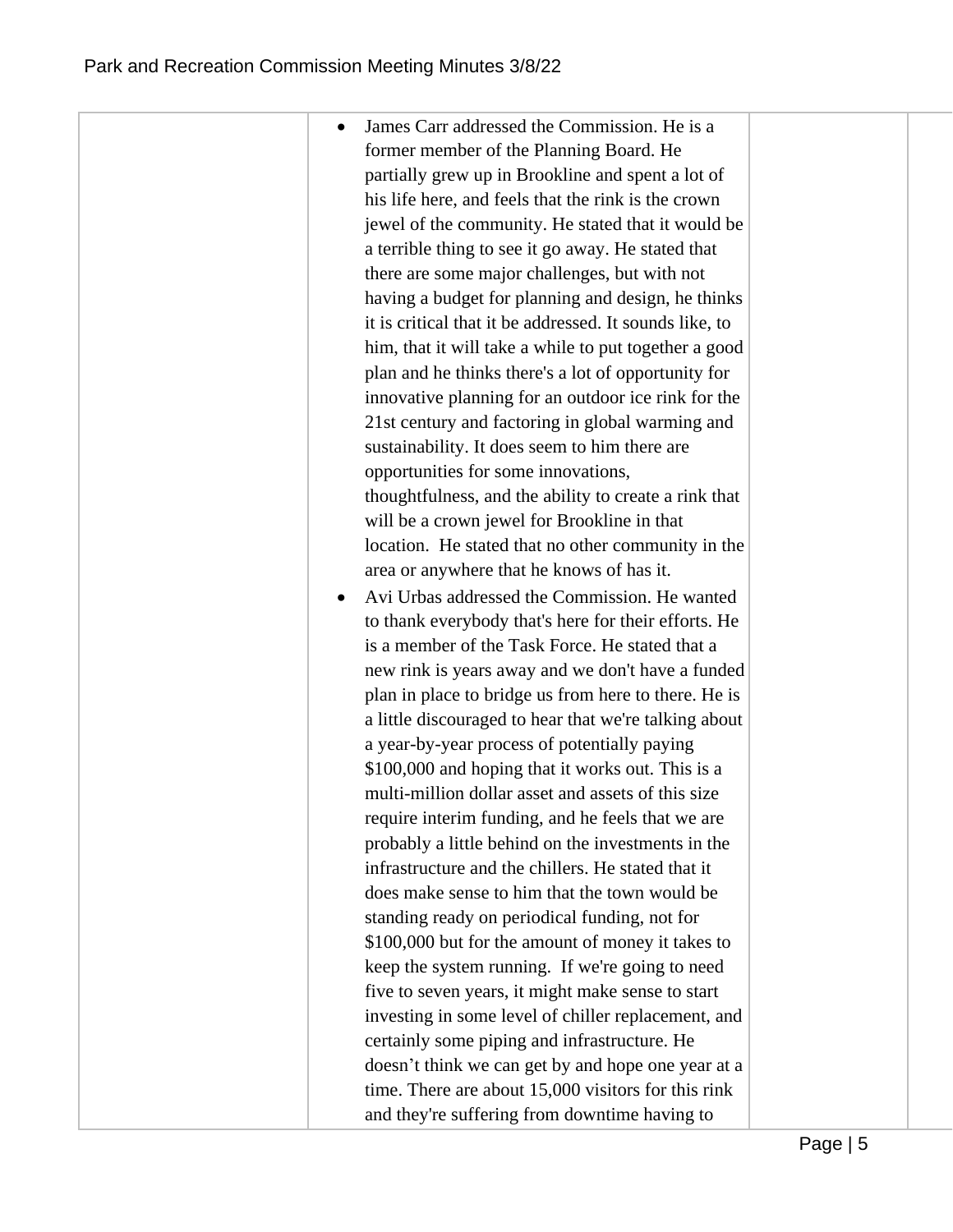| | | | |
|---|---|---|---|
| | • James Carr addressed the Commission. He is a former member of the Planning Board. He partially grew up in Brookline and spent a lot of his life here, and feels that the rink is the crown jewel of the community. He stated that it would be a terrible thing to see it go away. He stated that there are some major challenges, but with not having a budget for planning and design, he thinks it is critical that it be addressed. It sounds like, to him, that it will take a while to put together a good plan and he thinks there's a lot of opportunity for innovative planning for an outdoor ice rink for the 21st century and factoring in global warming and sustainability. It does seem to him there are opportunities for some innovations, thoughtfulness, and the ability to create a rink that will be a crown jewel for Brookline in that location. He stated that no other community in the area or anywhere that he knows of has it.<br>• Avi Urbas addressed the Commission. He wanted to thank everybody that's here for their efforts. He is a member of the Task Force. He stated that a new rink is years away and we don't have a funded plan in place to bridge us from here to there. He is a little discouraged to hear that we're talking about a year-by-year process of potentially paying \$100,000 and hoping that it works out. This is a multi-million dollar asset and assets of this size require interim funding, and he feels that we are probably a little behind on the investments in the infrastructure and the chillers. He stated that it does make sense to him that the town would be standing ready on periodical funding, not for \$100,000 but for the amount of money it takes to keep the system running. If we're going to need five to seven years, it might make sense to start investing in some level of chiller replacement, and certainly some piping and infrastructure. He doesn't think we can get by and hope one year at a time. There are about 15,000 visitors for this rink and they're suffering from downtime having to | | |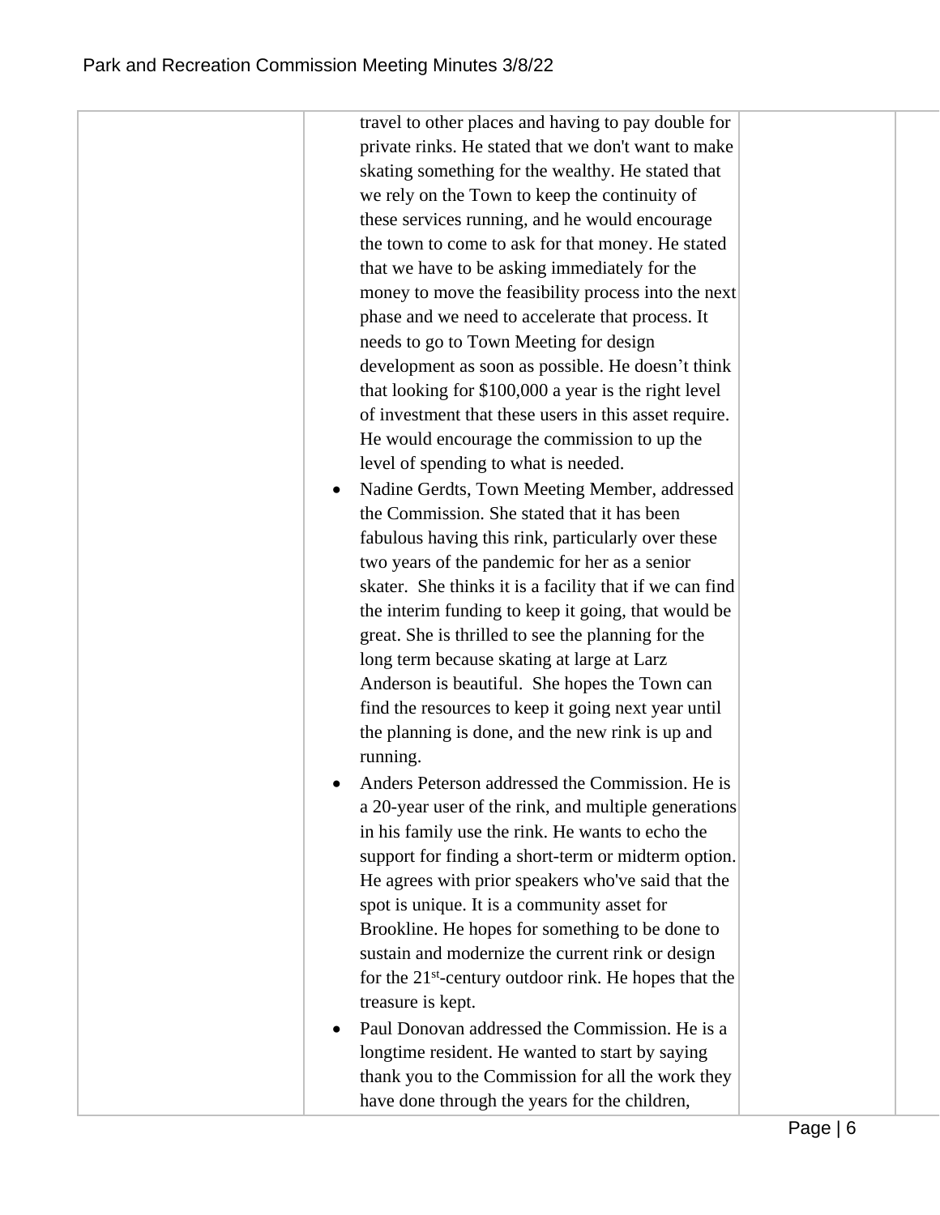| | | | |
|---|---|---|---|
| | travel to other places and having to pay double for private rinks. He stated that we don't want to make skating something for the wealthy. He stated that we rely on the Town to keep the continuity of these services running, and he would encourage the town to come to ask for that money. He stated that we have to be asking immediately for the money to move the feasibility process into the next phase and we need to accelerate that process. It needs to go to Town Meeting for design development as soon as possible. He doesn't think that looking for $100,000 a year is the right level of investment that these users in this asset require. He would encourage the commission to up the level of spending to what is needed.<br>• Nadine Gerdts, Town Meeting Member, addressed the Commission. She stated that it has been fabulous having this rink, particularly over these two years of the pandemic for her as a senior skater. She thinks it is a facility that if we can find the interim funding to keep it going, that would be great. She is thrilled to see the planning for the long term because skating at large at Larz Anderson is beautiful. She hopes the Town can find the resources to keep it going next year until the planning is done, and the new rink is up and running.<br>• Anders Peterson addressed the Commission. He is a 20-year user of the rink, and multiple generations in his family use the rink. He wants to echo the support for finding a short-term or midterm option. He agrees with prior speakers who've said that the spot is unique. It is a community asset for Brookline. He hopes for something to be done to sustain and modernize the current rink or design for the 21st-century outdoor rink. He hopes that the treasure is kept.<br>• Paul Donovan addressed the Commission. He is a longtime resident. He wanted to start by saying thank you to the Commission for all the work they have done through the years for the children, | | |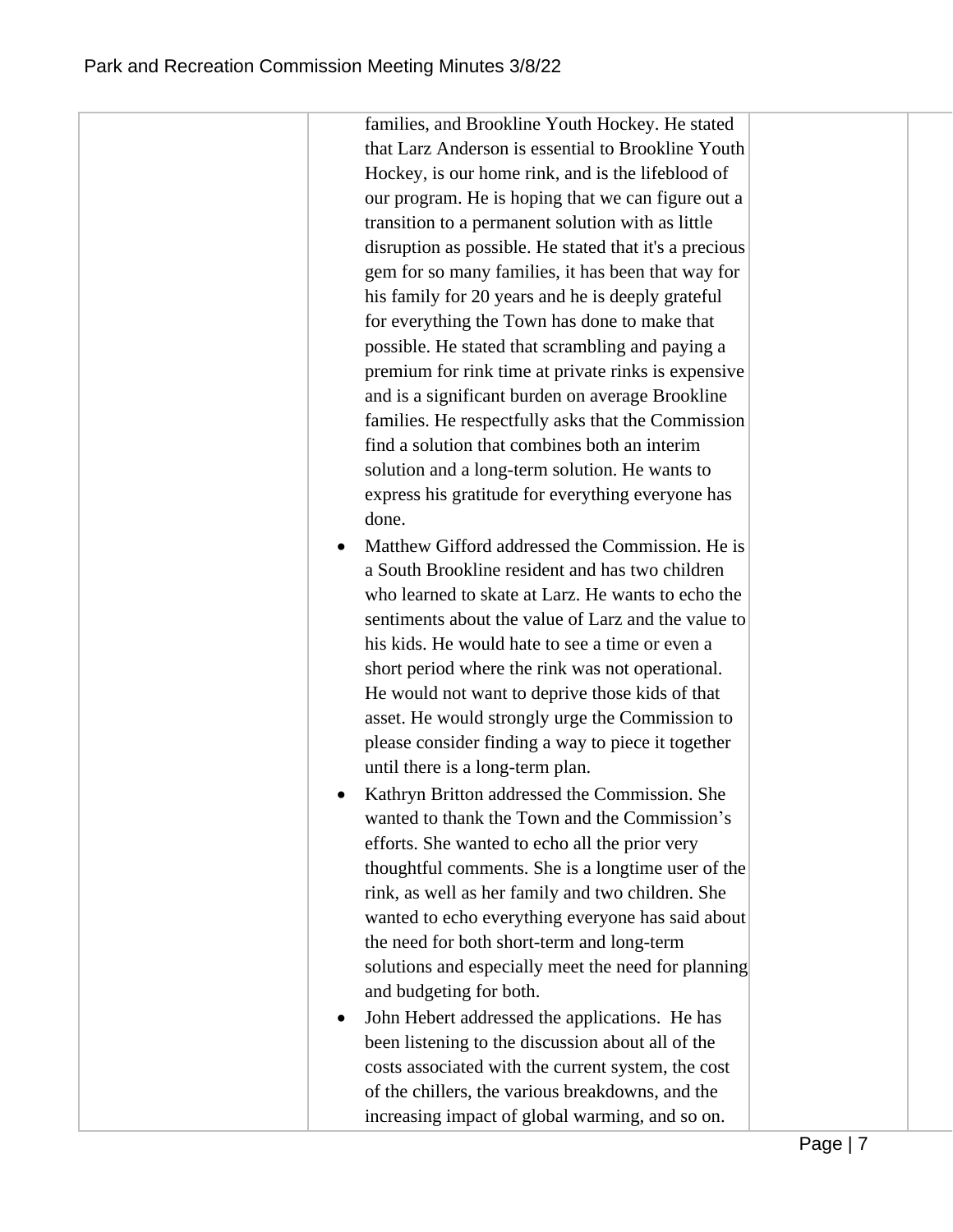| | | | |
|---|---|---|---|
| | families, and Brookline Youth Hockey. He stated that Larz Anderson is essential to Brookline Youth Hockey, is our home rink, and is the lifeblood of our program. He is hoping that we can figure out a transition to a permanent solution with as little disruption as possible. He stated that it's a precious gem for so many families, it has been that way for his family for 20 years and he is deeply grateful for everything the Town has done to make that possible. He stated that scrambling and paying a premium for rink time at private rinks is expensive and is a significant burden on average Brookline families. He respectfully asks that the Commission find a solution that combines both an interim solution and a long-term solution. He wants to express his gratitude for everything everyone has done.<br>• Matthew Gifford addressed the Commission. He is a South Brookline resident and has two children who learned to skate at Larz. He wants to echo the sentiments about the value of Larz and the value to his kids. He would hate to see a time or even a short period where the rink was not operational. He would not want to deprive those kids of that asset. He would strongly urge the Commission to please consider finding a way to piece it together until there is a long-term plan.<br>• Kathryn Britton addressed the Commission. She wanted to thank the Town and the Commission's efforts. She wanted to echo all the prior very thoughtful comments. She is a longtime user of the rink, as well as her family and two children. She wanted to echo everything everyone has said about the need for both short-term and long-term solutions and especially meet the need for planning and budgeting for both.<br>• John Hebert addressed the applications. He has been listening to the discussion about all of the costs associated with the current system, the cost of the chillers, the various breakdowns, and the increasing impact of global warming, and so on. | | |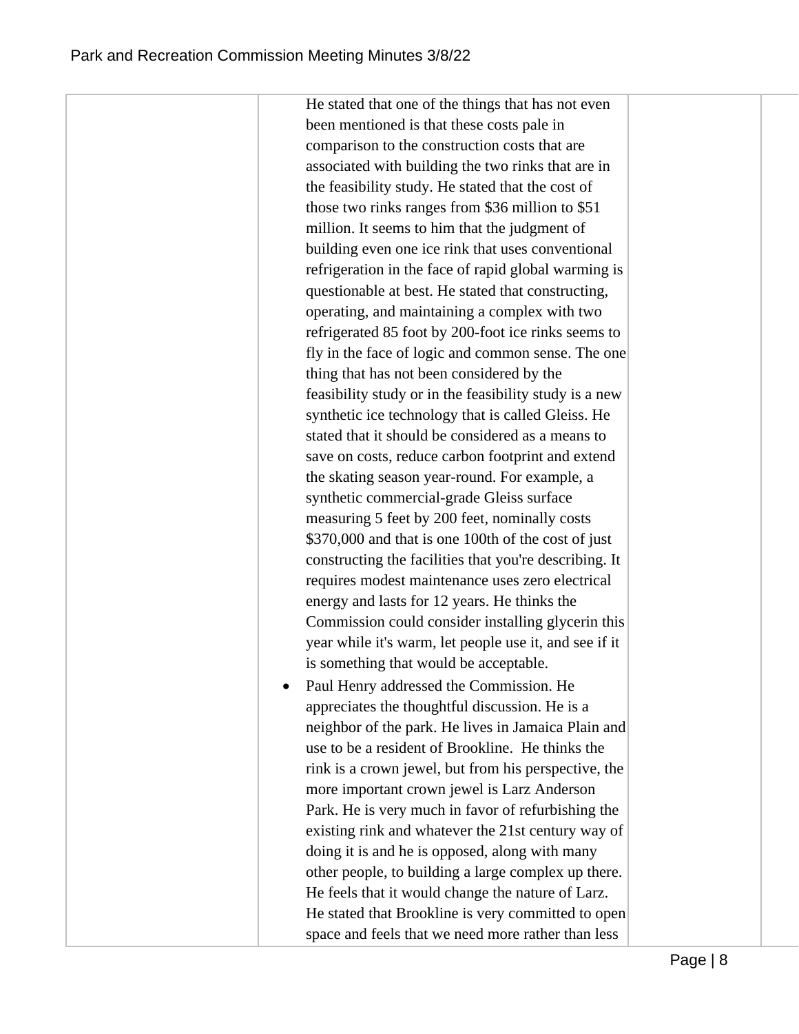| | | | |
|---|---|---|---|
| | He stated that one of the things that has not even been mentioned is that these costs pale in comparison to the construction costs that are associated with building the two rinks that are in the feasibility study. He stated that the cost of those two rinks ranges from $36 million to $51 million. It seems to him that the judgment of building even one ice rink that uses conventional refrigeration in the face of rapid global warming is questionable at best. He stated that constructing, operating, and maintaining a complex with two refrigerated 85 foot by 200-foot ice rinks seems to fly in the face of logic and common sense. The one thing that has not been considered by the feasibility study or in the feasibility study is a new synthetic ice technology that is called Gleiss. He stated that it should be considered as a means to save on costs, reduce carbon footprint and extend the skating season year-round. For example, a synthetic commercial-grade Gleiss surface measuring 5 feet by 200 feet, nominally costs $370,000 and that is one 100th of the cost of just constructing the facilities that you're describing. It requires modest maintenance uses zero electrical energy and lasts for 12 years. He thinks the Commission could consider installing glycerin this year while it's warm, let people use it, and see if it is something that would be acceptable.<br><br>• Paul Henry addressed the Commission. He appreciates the thoughtful discussion. He is a neighbor of the park. He lives in Jamaica Plain and use to be a resident of Brookline. He thinks the rink is a crown jewel, but from his perspective, the more important crown jewel is Larz Anderson Park. He is very much in favor of refurbishing the existing rink and whatever the 21st century way of doing it is and he is opposed, along with many other people, to building a large complex up there. He feels that it would change the nature of Larz. He stated that Brookline is very committed to open space and feels that we need more rather than less | | |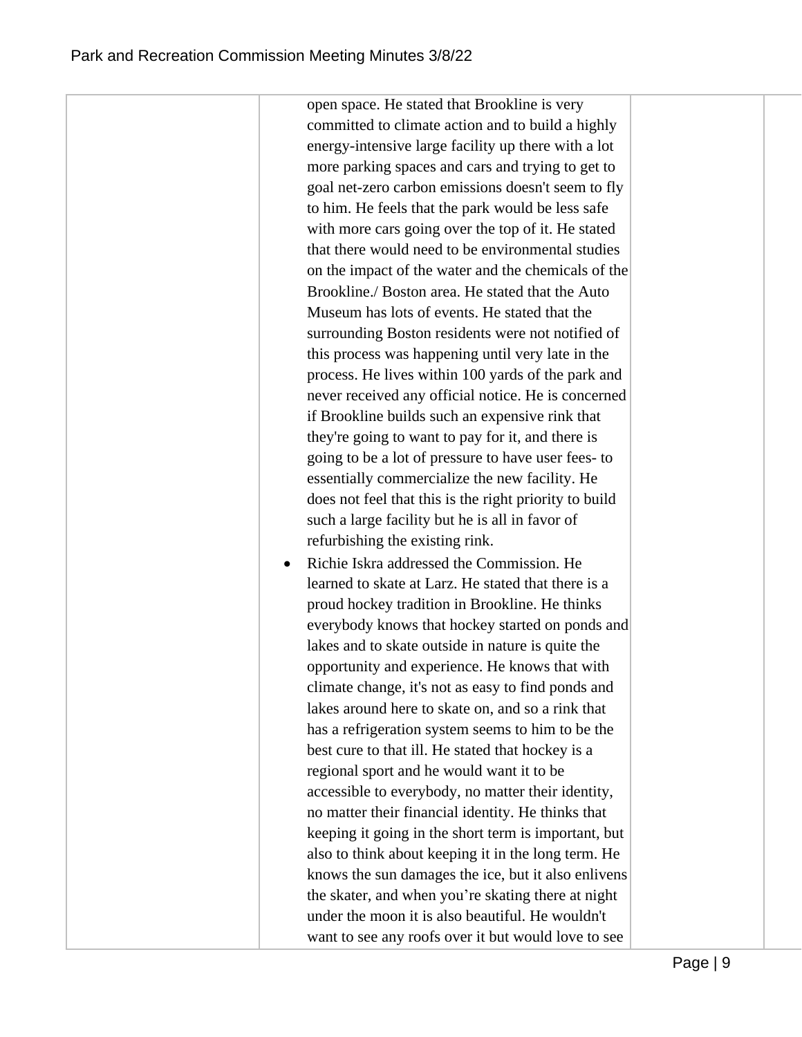| | | | |
|---|---|---|---|
| | open space. He stated that Brookline is very committed to climate action and to build a highly energy-intensive large facility up there with a lot more parking spaces and cars and trying to get to goal net-zero carbon emissions doesn't seem to fly to him. He feels that the park would be less safe with more cars going over the top of it. He stated that there would need to be environmental studies on the impact of the water and the chemicals of the Brookline./ Boston area. He stated that the Auto Museum has lots of events. He stated that the surrounding Boston residents were not notified of this process was happening until very late in the process. He lives within 100 yards of the park and never received any official notice. He is concerned if Brookline builds such an expensive rink that they're going to want to pay for it, and there is going to be a lot of pressure to have user fees- to essentially commercialize the new facility. He does not feel that this is the right priority to build such a large facility but he is all in favor of refurbishing the existing rink.<br>• Richie Iskra addressed the Commission. He learned to skate at Larz. He stated that there is a proud hockey tradition in Brookline. He thinks everybody knows that hockey started on ponds and lakes and to skate outside in nature is quite the opportunity and experience. He knows that with climate change, it's not as easy to find ponds and lakes around here to skate on, and so a rink that has a refrigeration system seems to him to be the best cure to that ill. He stated that hockey is a regional sport and he would want it to be accessible to everybody, no matter their identity, no matter their financial identity. He thinks that keeping it going in the short term is important, but also to think about keeping it in the long term. He knows the sun damages the ice, but it also enlivens the skater, and when you're skating there at night under the moon it is also beautiful. He wouldn't want to see any roofs over it but would love to see | | |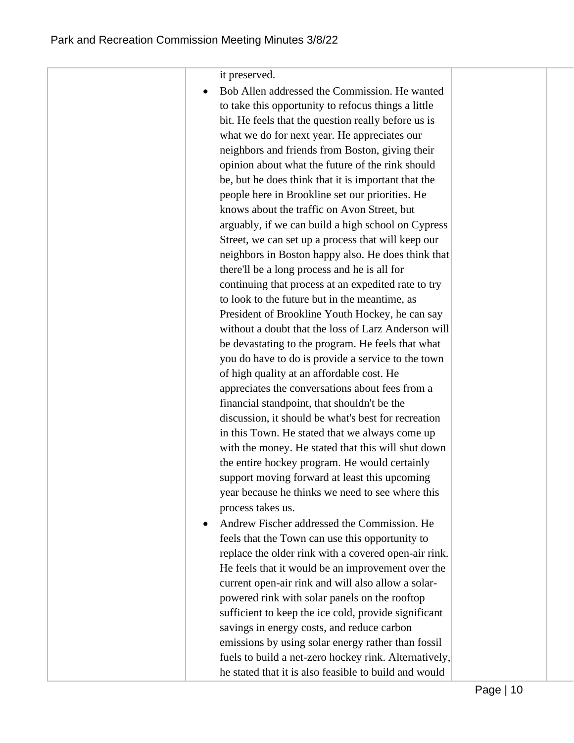| | | | |
|---|---|---|---|
| | it preserved.<br>• Bob Allen addressed the Commission. He wanted to take this opportunity to refocus things a little bit. He feels that the question really before us is what we do for next year. He appreciates our neighbors and friends from Boston, giving their opinion about what the future of the rink should be, but he does think that it is important that the people here in Brookline set our priorities. He knows about the traffic on Avon Street, but arguably, if we can build a high school on Cypress Street, we can set up a process that will keep our neighbors in Boston happy also. He does think that there'll be a long process and he is all for continuing that process at an expedited rate to try to look to the future but in the meantime, as President of Brookline Youth Hockey, he can say without a doubt that the loss of Larz Anderson will be devastating to the program. He feels that what you do have to do is provide a service to the town of high quality at an affordable cost. He appreciates the conversations about fees from a financial standpoint, that shouldn't be the discussion, it should be what's best for recreation in this Town. He stated that we always come up with the money. He stated that this will shut down the entire hockey program. He would certainly support moving forward at least this upcoming year because he thinks we need to see where this process takes us.<br>• Andrew Fischer addressed the Commission. He feels that the Town can use this opportunity to replace the older rink with a covered open-air rink. He feels that it would be an improvement over the current open-air rink and will also allow a solar-powered rink with solar panels on the rooftop sufficient to keep the ice cold, provide significant savings in energy costs, and reduce carbon emissions by using solar energy rather than fossil fuels to build a net-zero hockey rink. Alternatively, he stated that it is also feasible to build and would | | |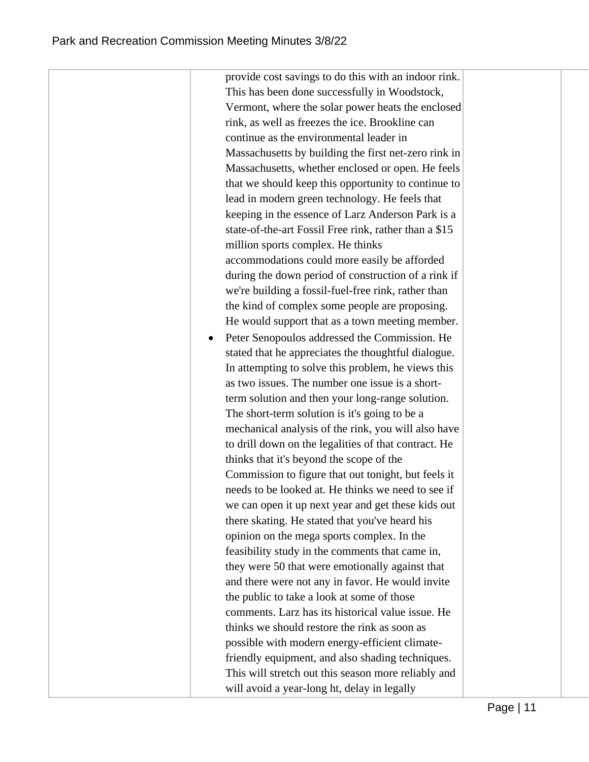| | | | |
|---|---|---|---|
| | provide cost savings to do this with an indoor rink. This has been done successfully in Woodstock, Vermont, where the solar power heats the enclosed rink, as well as freezes the ice. Brookline can continue as the environmental leader in Massachusetts by building the first net-zero rink in Massachusetts, whether enclosed or open. He feels that we should keep this opportunity to continue to lead in modern green technology. He feels that keeping in the essence of Larz Anderson Park is a state-of-the-art Fossil Free rink, rather than a $15 million sports complex. He thinks accommodations could more easily be afforded during the down period of construction of a rink if we're building a fossil-fuel-free rink, rather than the kind of complex some people are proposing. He would support that as a town meeting member.<br>• Peter Senopoulos addressed the Commission. He stated that he appreciates the thoughtful dialogue. In attempting to solve this problem, he views this as two issues. The number one issue is a short-term solution and then your long-range solution. The short-term solution is it's going to be a mechanical analysis of the rink, you will also have to drill down on the legalities of that contract. He thinks that it's beyond the scope of the Commission to figure that out tonight, but feels it needs to be looked at. He thinks we need to see if we can open it up next year and get these kids out there skating. He stated that you've heard his opinion on the mega sports complex. In the feasibility study in the comments that came in, they were 50 that were emotionally against that and there were not any in favor. He would invite the public to take a look at some of those comments. Larz has its historical value issue. He thinks we should restore the rink as soon as possible with modern energy-efficient climate-friendly equipment, and also shading techniques. This will stretch out this season more reliably and will avoid a year-long ht, delay in legally | | |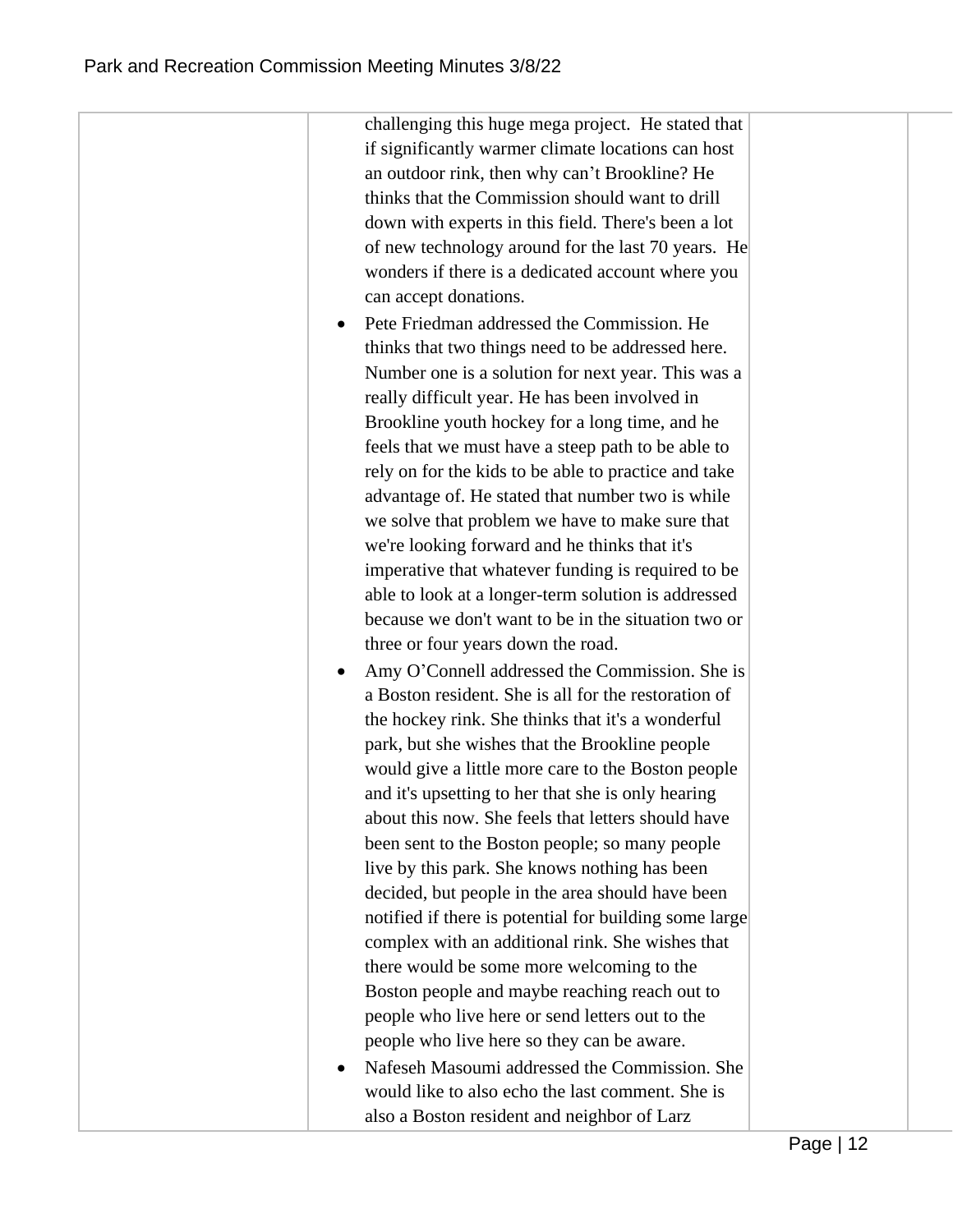| | | | |
|---|---|---|---|
| | challenging this huge mega project. He stated that if significantly warmer climate locations can host an outdoor rink, then why can't Brookline? He thinks that the Commission should want to drill down with experts in this field. There's been a lot of new technology around for the last 70 years. He wonders if there is a dedicated account where you can accept donations.<br>• Pete Friedman addressed the Commission. He thinks that two things need to be addressed here. Number one is a solution for next year. This was a really difficult year. He has been involved in Brookline youth hockey for a long time, and he feels that we must have a steep path to be able to rely on for the kids to be able to practice and take advantage of. He stated that number two is while we solve that problem we have to make sure that we're looking forward and he thinks that it's imperative that whatever funding is required to be able to look at a longer-term solution is addressed because we don't want to be in the situation two or three or four years down the road.<br>• Amy O'Connell addressed the Commission. She is a Boston resident. She is all for the restoration of the hockey rink. She thinks that it's a wonderful park, but she wishes that the Brookline people would give a little more care to the Boston people and it's upsetting to her that she is only hearing about this now. She feels that letters should have been sent to the Boston people; so many people live by this park. She knows nothing has been decided, but people in the area should have been notified if there is potential for building some large complex with an additional rink. She wishes that there would be some more welcoming to the Boston people and maybe reaching reach out to people who live here or send letters out to the people who live here so they can be aware.<br>• Nafeseh Masoumi addressed the Commission. She would like to also echo the last comment. She is also a Boston resident and neighbor of Larz | | |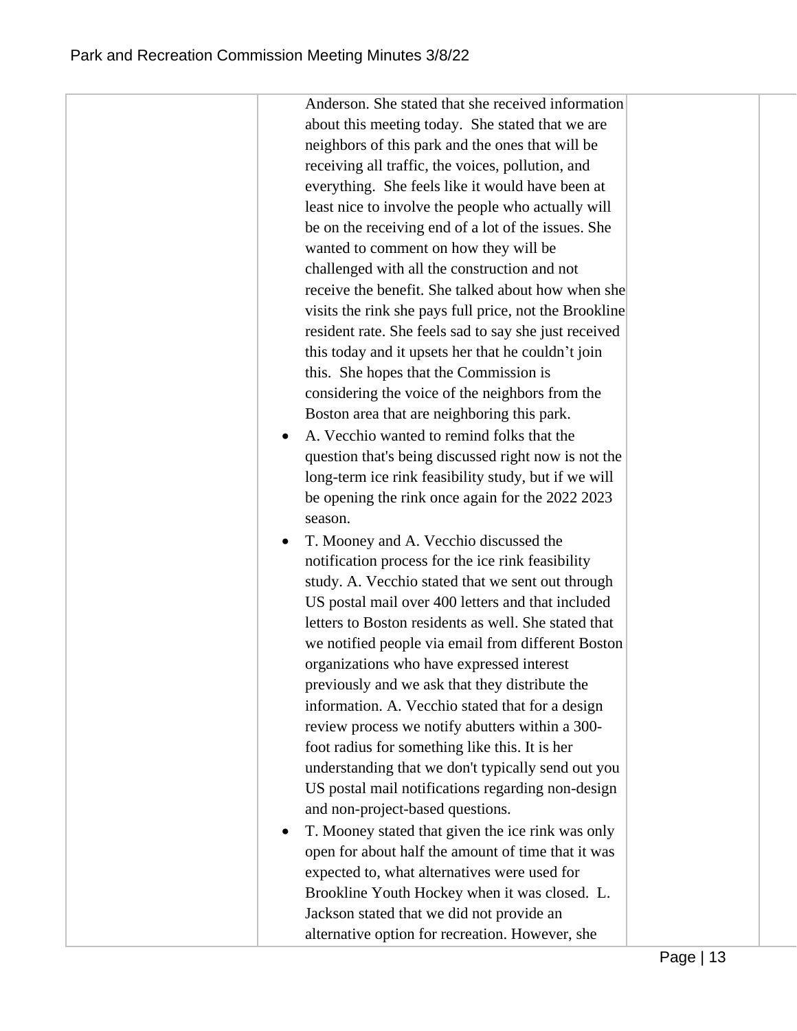| | | | |
|---|---|---|---|
| | Anderson. She stated that she received information about this meeting today. She stated that we are neighbors of this park and the ones that will be receiving all traffic, the voices, pollution, and everything. She feels like it would have been at least nice to involve the people who actually will be on the receiving end of a lot of the issues. She wanted to comment on how they will be challenged with all the construction and not receive the benefit. She talked about how when she visits the rink she pays full price, not the Brookline resident rate. She feels sad to say she just received this today and it upsets her that he couldn't join this. She hopes that the Commission is considering the voice of the neighbors from the Boston area that are neighboring this park.<br>• A. Vecchio wanted to remind folks that the question that's being discussed right now is not the long-term ice rink feasibility study, but if we will be opening the rink once again for the 2022 2023 season.<br>• T. Mooney and A. Vecchio discussed the notification process for the ice rink feasibility study. A. Vecchio stated that we sent out through US postal mail over 400 letters and that included letters to Boston residents as well. She stated that we notified people via email from different Boston organizations who have expressed interest previously and we ask that they distribute the information. A. Vecchio stated that for a design review process we notify abutters within a 300-foot radius for something like this. It is her understanding that we don't typically send out you US postal mail notifications regarding non-design and non-project-based questions.<br>• T. Mooney stated that given the ice rink was only open for about half the amount of time that it was expected to, what alternatives were used for Brookline Youth Hockey when it was closed. L. Jackson stated that we did not provide an alternative option for recreation. However, she | | |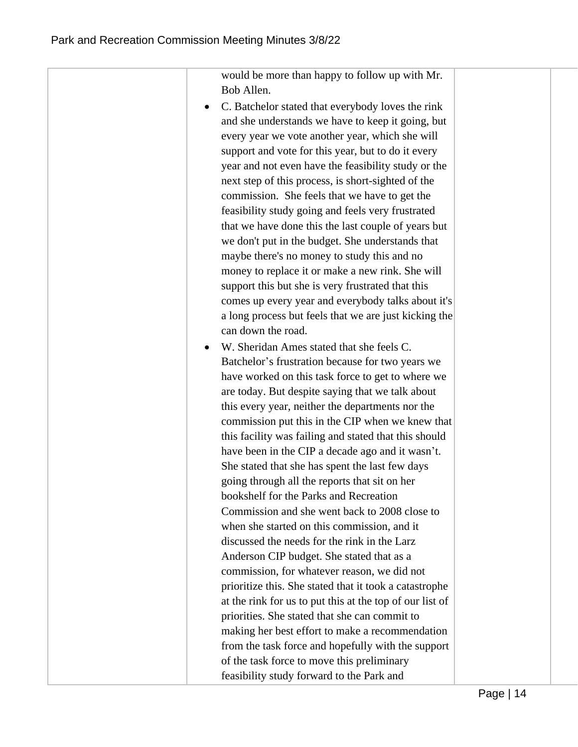| | | | |
|---|---|---|---|
| | would be more than happy to follow up with Mr. Bob Allen.<br>• C. Batchelor stated that everybody loves the rink and she understands we have to keep it going, but every year we vote another year, which she will support and vote for this year, but to do it every year and not even have the feasibility study or the next step of this process, is short-sighted of the commission. She feels that we have to get the feasibility study going and feels very frustrated that we have done this the last couple of years but we don't put in the budget. She understands that maybe there's no money to study this and no money to replace it or make a new rink. She will support this but she is very frustrated that this comes up every year and everybody talks about it's a long process but feels that we are just kicking the can down the road.<br>• W. Sheridan Ames stated that she feels C. Batchelor's frustration because for two years we have worked on this task force to get to where we are today. But despite saying that we talk about this every year, neither the departments nor the commission put this in the CIP when we knew that this facility was failing and stated that this should have been in the CIP a decade ago and it wasn't. She stated that she has spent the last few days going through all the reports that sit on her bookshelf for the Parks and Recreation Commission and she went back to 2008 close to when she started on this commission, and it discussed the needs for the rink in the Larz Anderson CIP budget. She stated that as a commission, for whatever reason, we did not prioritize this. She stated that it took a catastrophe at the rink for us to put this at the top of our list of priorities. She stated that she can commit to making her best effort to make a recommendation from the task force and hopefully with the support of the task force to move this preliminary feasibility study forward to the Park and | | |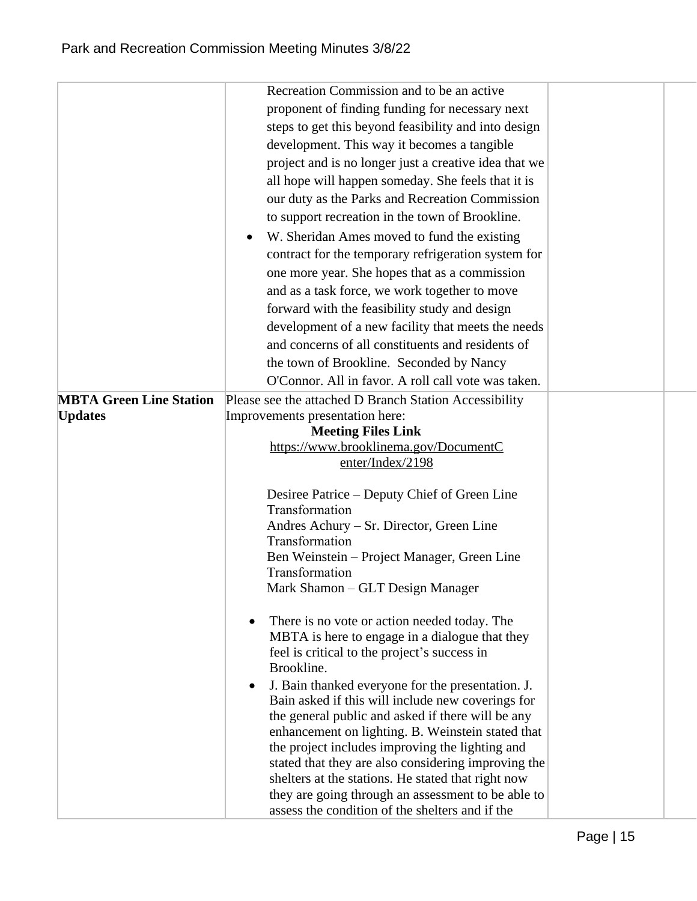| | | | |
|---|---|---|---|
| | Recreation Commission and to be an active proponent of finding funding for necessary next steps to get this beyond feasibility and into design development. This way it becomes a tangible project and is no longer just a creative idea that we all hope will happen someday. She feels that it is our duty as the Parks and Recreation Commission to support recreation in the town of Brookline.<br>• W. Sheridan Ames moved to fund the existing contract for the temporary refrigeration system for one more year. She hopes that as a commission and as a task force, we work together to move forward with the feasibility study and design development of a new facility that meets the needs and concerns of all constituents and residents of the town of Brookline. Seconded by Nancy O'Connor. All in favor. A roll call vote was taken. | | |
| **MBTA Green Line Station Updates** | Please see the attached D Branch Station Accessibility Improvements presentation here:<br>**Meeting Files Link**<br>https://www.brooklinema.gov/DocumentCenter/Index/2198<br><br>Desiree Patrice – Deputy Chief of Green Line Transformation<br>Andres Achury – Sr. Director, Green Line Transformation<br>Ben Weinstein – Project Manager, Green Line Transformation<br>Mark Shamon – GLT Design Manager<br><br>• There is no vote or action needed today. The MBTA is here to engage in a dialogue that they feel is critical to the project's success in Brookline.<br>• J. Bain thanked everyone for the presentation. J. Bain asked if this will include new coverings for the general public and asked if there will be any enhancement on lighting. B. Weinstein stated that the project includes improving the lighting and stated that they are also considering improving the shelters at the stations. He stated that right now they are going through an assessment to be able to assess the condition of the shelters and if the | | |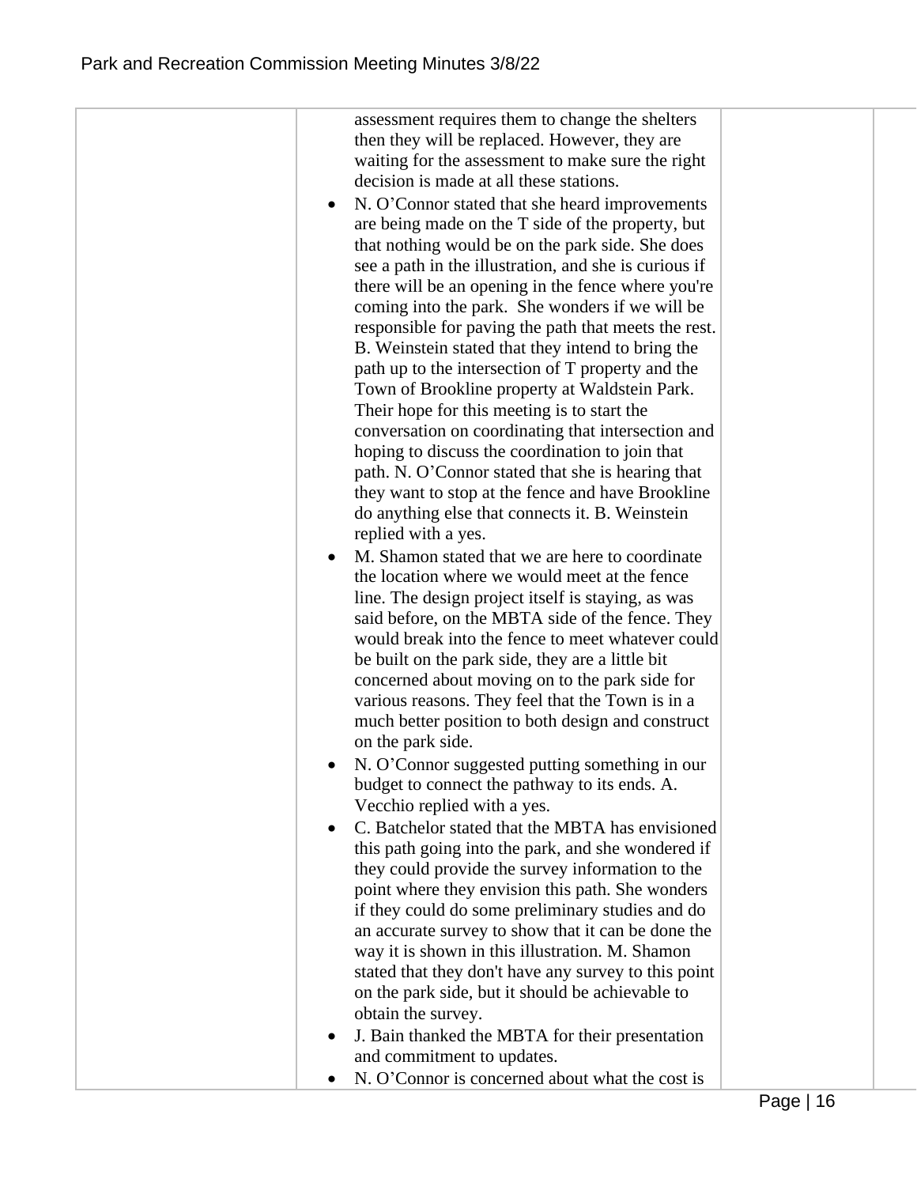| | | | |
|---|---|---|---|
| | assessment requires them to change the shelters then they will be replaced. However, they are waiting for the assessment to make sure the right decision is made at all these stations.<br>• N. O'Connor stated that she heard improvements are being made on the T side of the property, but that nothing would be on the park side. She does see a path in the illustration, and she is curious if there will be an opening in the fence where you're coming into the park. She wonders if we will be responsible for paving the path that meets the rest. B. Weinstein stated that they intend to bring the path up to the intersection of T property and the Town of Brookline property at Waldstein Park. Their hope for this meeting is to start the conversation on coordinating that intersection and hoping to discuss the coordination to join that path. N. O'Connor stated that she is hearing that they want to stop at the fence and have Brookline do anything else that connects it. B. Weinstein replied with a yes.<br>• M. Shamon stated that we are here to coordinate the location where we would meet at the fence line. The design project itself is staying, as was said before, on the MBTA side of the fence. They would break into the fence to meet whatever could be built on the park side, they are a little bit concerned about moving on to the park side for various reasons. They feel that the Town is in a much better position to both design and construct on the park side.<br>• N. O'Connor suggested putting something in our budget to connect the pathway to its ends. A. Vecchio replied with a yes.<br>• C. Batchelor stated that the MBTA has envisioned this path going into the park, and she wondered if they could provide the survey information to the point where they envision this path. She wonders if they could do some preliminary studies and do an accurate survey to show that it can be done the way it is shown in this illustration. M. Shamon stated that they don't have any survey to this point on the park side, but it should be achievable to obtain the survey.<br>• J. Bain thanked the MBTA for their presentation and commitment to updates.<br>• N. O'Connor is concerned about what the cost is | | |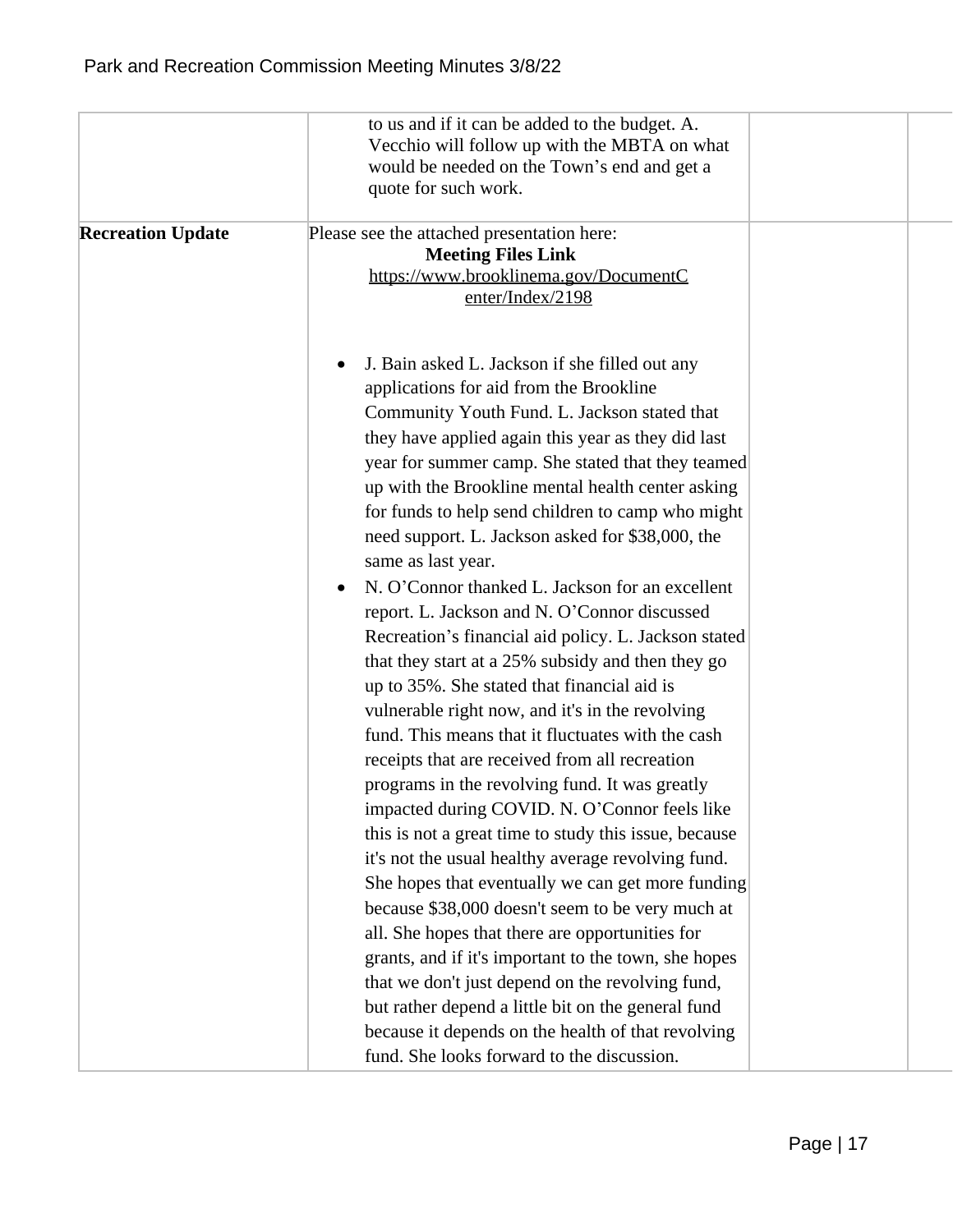| | | | |
|---|---|---|---|
| | to us and if it can be added to the budget. A. Vecchio will follow up with the MBTA on what would be needed on the Town's end and get a quote for such work. | | |
| **Recreation Update** | Please see the attached presentation here: **Meeting Files Link** https://www.brooklinema.gov/DocumentCenter/Index/2198 <br><br> • J. Bain asked L. Jackson if she filled out any applications for aid from the Brookline Community Youth Fund. L. Jackson stated that they have applied again this year as they did last year for summer camp. She stated that they teamed up with the Brookline mental health center asking for funds to help send children to camp who might need support. L. Jackson asked for $38,000, the same as last year. <br> • N. O'Connor thanked L. Jackson for an excellent report. L. Jackson and N. O'Connor discussed Recreation's financial aid policy. L. Jackson stated that they start at a 25% subsidy and then they go up to 35%. She stated that financial aid is vulnerable right now, and it's in the revolving fund. This means that it fluctuates with the cash receipts that are received from all recreation programs in the revolving fund. It was greatly impacted during COVID. N. O'Connor feels like this is not a great time to study this issue, because it's not the usual healthy average revolving fund. She hopes that eventually we can get more funding because $38,000 doesn't seem to be very much at all. She hopes that there are opportunities for grants, and if it's important to the town, she hopes that we don't just depend on the revolving fund, but rather depend a little bit on the general fund because it depends on the health of that revolving fund. She looks forward to the discussion. | | |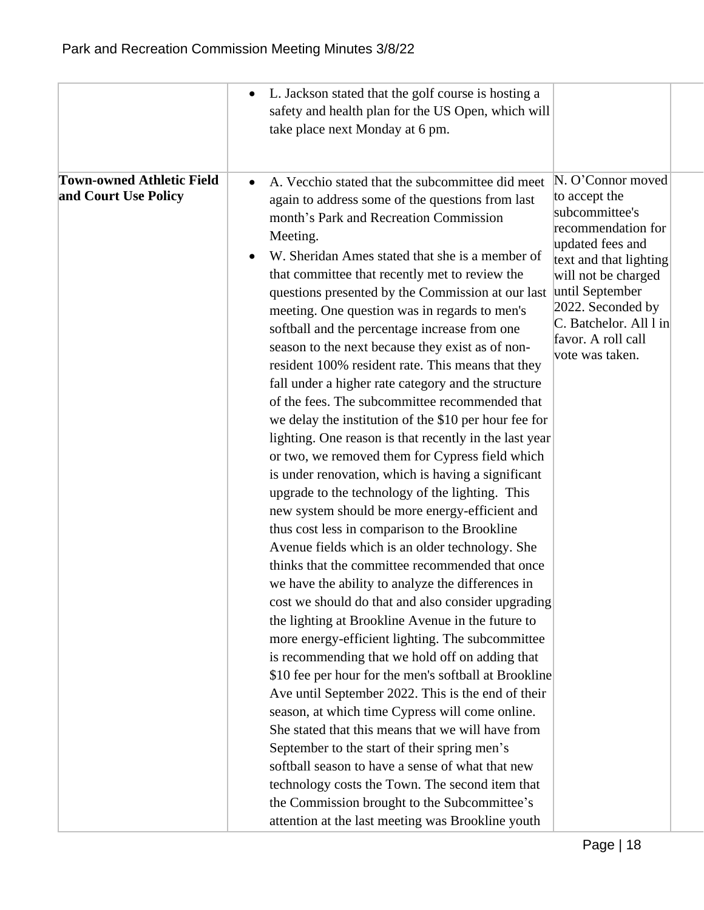| | | | |
|---|---|---|---|
| | • L. Jackson stated that the golf course is hosting a safety and health plan for the US Open, which will take place next Monday at 6 pm. | | |
| **Town-owned Athletic Field and Court Use Policy** | • A. Vecchio stated that the subcommittee did meet again to address some of the questions from last month's Park and Recreation Commission Meeting.<br>• W. Sheridan Ames stated that she is a member of that committee that recently met to review the questions presented by the Commission at our last meeting. One question was in regards to men's softball and the percentage increase from one season to the next because they exist as of non-resident 100% resident rate. This means that they fall under a higher rate category and the structure of the fees. The subcommittee recommended that we delay the institution of the $10 per hour fee for lighting. One reason is that recently in the last year or two, we removed them for Cypress field which is under renovation, which is having a significant upgrade to the technology of the lighting. This new system should be more energy-efficient and thus cost less in comparison to the Brookline Avenue fields which is an older technology. She thinks that the committee recommended that once we have the ability to analyze the differences in cost we should do that and also consider upgrading the lighting at Brookline Avenue in the future to more energy-efficient lighting. The subcommittee is recommending that we hold off on adding that $10 fee per hour for the men's softball at Brookline Ave until September 2022. This is the end of their season, at which time Cypress will come online. She stated that this means that we will have from September to the start of their spring men's softball season to have a sense of what that new technology costs the Town. The second item that the Commission brought to the Subcommittee's attention at the last meeting was Brookline youth | N. O'Connor moved to accept the subcommittee's recommendation for updated fees and text and that lighting will not be charged until September 2022. Seconded by C. Batchelor. All l in favor. A roll call vote was taken. | |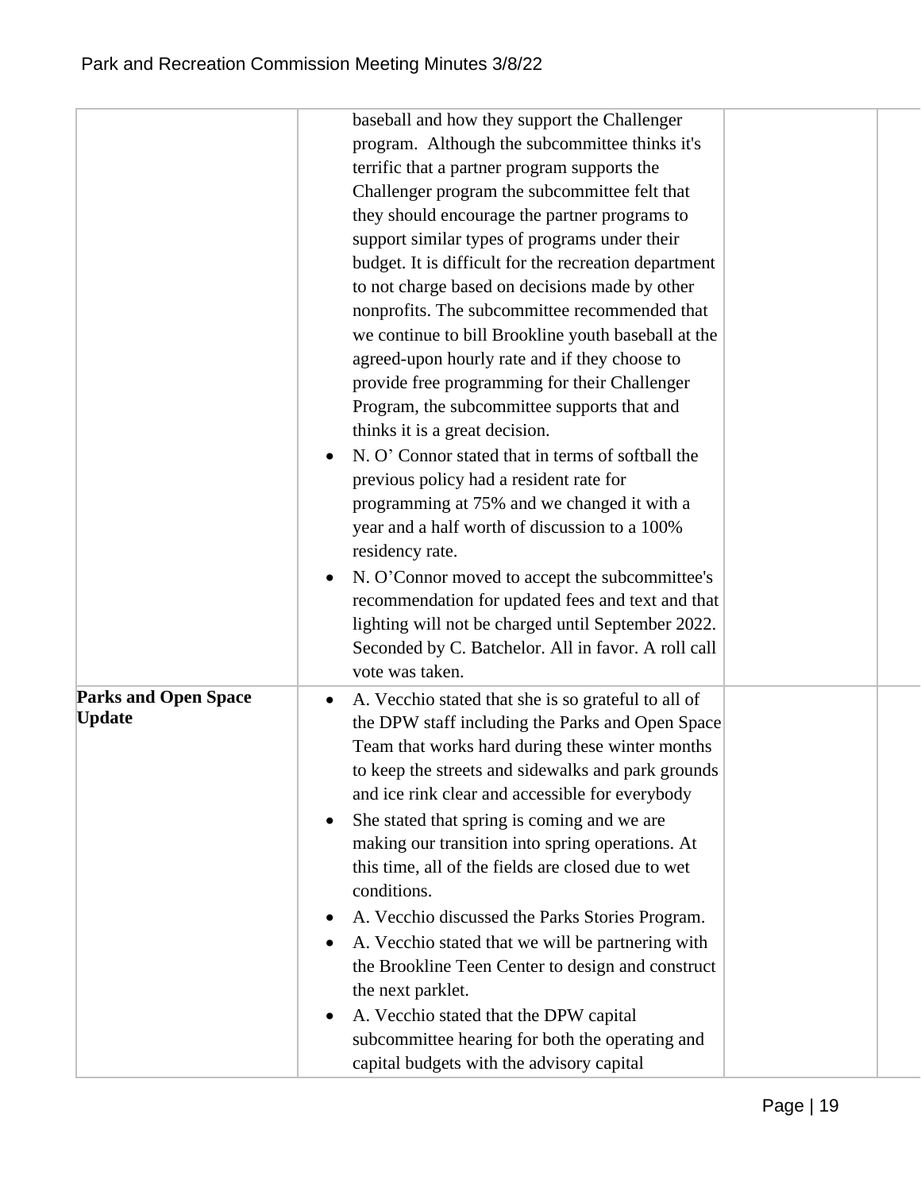| | | | |
|---|---|---|---|
| | baseball and how they support the Challenger program. Although the subcommittee thinks it's terrific that a partner program supports the Challenger program the subcommittee felt that they should encourage the partner programs to support similar types of programs under their budget. It is difficult for the recreation department to not charge based on decisions made by other nonprofits. The subcommittee recommended that we continue to bill Brookline youth baseball at the agreed-upon hourly rate and if they choose to provide free programming for their Challenger Program, the subcommittee supports that and thinks it is a great decision.<br>• N. O' Connor stated that in terms of softball the previous policy had a resident rate for programming at 75% and we changed it with a year and a half worth of discussion to a 100% residency rate.<br>• N. O'Connor moved to accept the subcommittee's recommendation for updated fees and text and that lighting will not be charged until September 2022. Seconded by C. Batchelor. All in favor. A roll call vote was taken. | | |
| **Parks and Open Space Update** | • A. Vecchio stated that she is so grateful to all of the DPW staff including the Parks and Open Space Team that works hard during these winter months to keep the streets and sidewalks and park grounds and ice rink clear and accessible for everybody<br>• She stated that spring is coming and we are making our transition into spring operations. At this time, all of the fields are closed due to wet conditions.<br>• A. Vecchio discussed the Parks Stories Program.<br>• A. Vecchio stated that we will be partnering with the Brookline Teen Center to design and construct the next parklet.<br>• A. Vecchio stated that the DPW capital subcommittee hearing for both the operating and capital budgets with the advisory capital | | |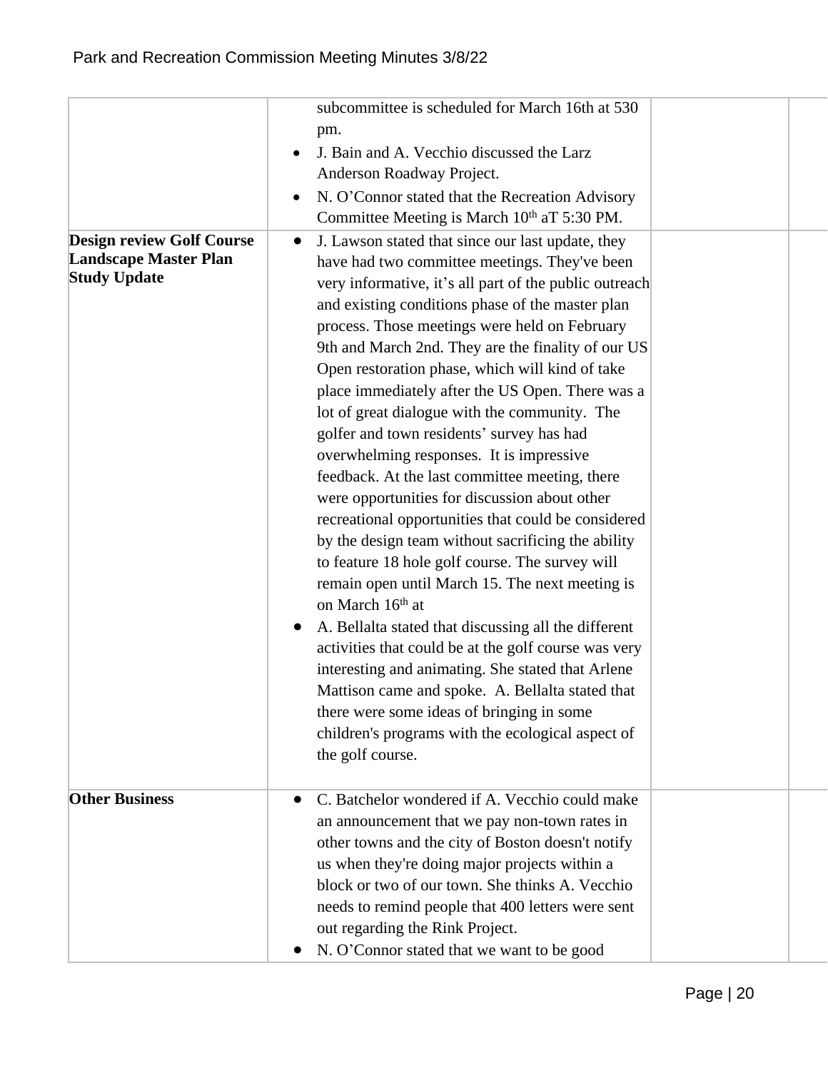| | | | |
|---|---|---|---|
| | subcommittee is scheduled for March 16th at 530 pm.<br>• J. Bain and A. Vecchio discussed the Larz Anderson Roadway Project.<br>• N. O'Connor stated that the Recreation Advisory Committee Meeting is March 10th aT 5:30 PM. | | |
| **Design review Golf Course Landscape Master Plan Study Update** | • J. Lawson stated that since our last update, they have had two committee meetings. They've been very informative, it's all part of the public outreach and existing conditions phase of the master plan process. Those meetings were held on February 9th and March 2nd. They are the finality of our US Open restoration phase, which will kind of take place immediately after the US Open. There was a lot of great dialogue with the community. The golfer and town residents' survey has had overwhelming responses. It is impressive feedback. At the last committee meeting, there were opportunities for discussion about other recreational opportunities that could be considered by the design team without sacrificing the ability to feature 18 hole golf course. The survey will remain open until March 15. The next meeting is on March 16th at<br>• A. Bellalta stated that discussing all the different activities that could be at the golf course was very interesting and animating. She stated that Arlene Mattison came and spoke. A. Bellalta stated that there were some ideas of bringing in some children's programs with the ecological aspect of the golf course. | | |
| **Other Business** | • C. Batchelor wondered if A. Vecchio could make an announcement that we pay non-town rates in other towns and the city of Boston doesn't notify us when they're doing major projects within a block or two of our town. She thinks A. Vecchio needs to remind people that 400 letters were sent out regarding the Rink Project.<br>• N. O'Connor stated that we want to be good | | |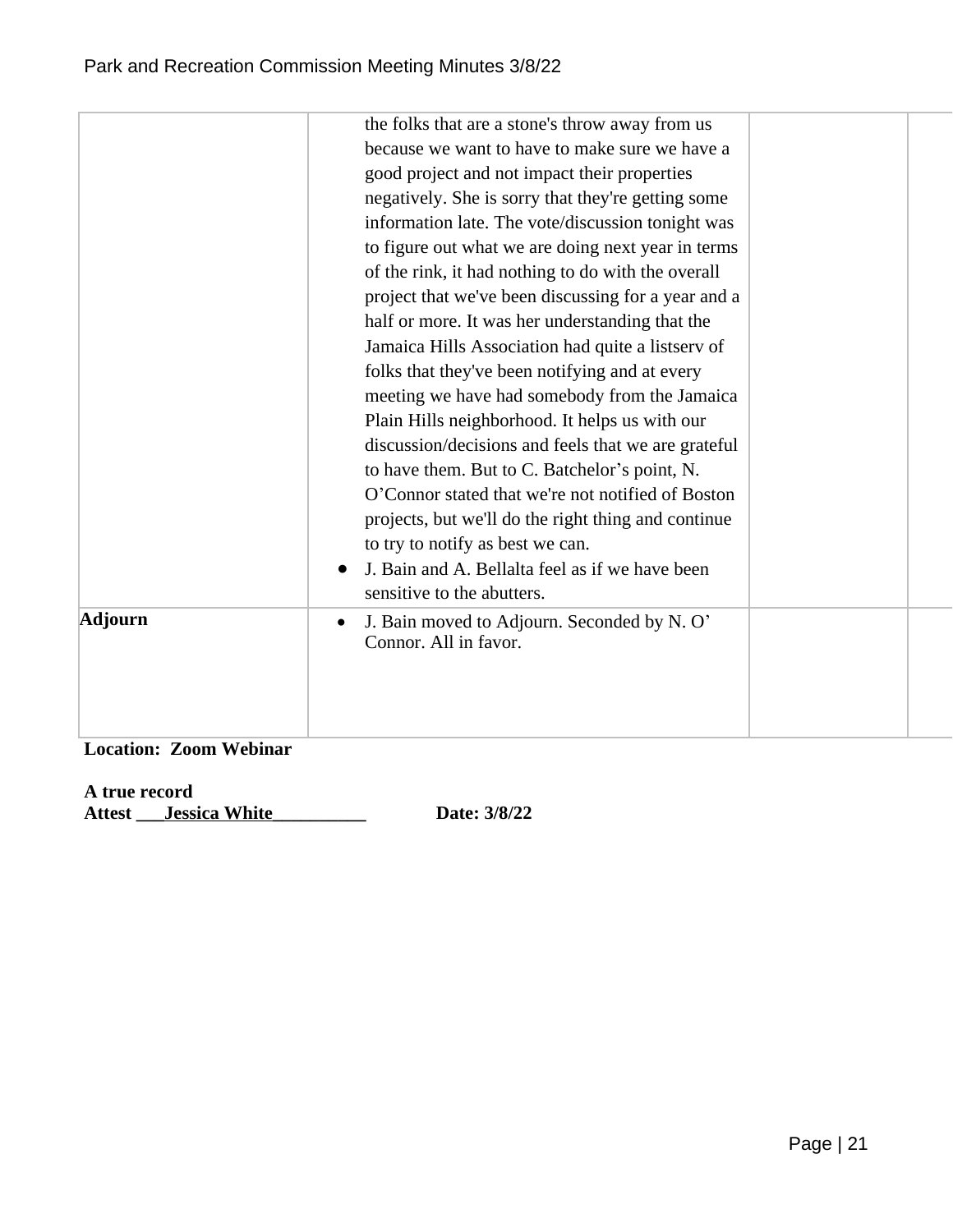| | | | |
|---|---|---|---|
| | the folks that are a stone's throw away from us because we want to have to make sure we have a good project and not impact their properties negatively. She is sorry that they're getting some information late. The vote/discussion tonight was to figure out what we are doing next year in terms of the rink, it had nothing to do with the overall project that we've been discussing for a year and a half or more. It was her understanding that the Jamaica Hills Association had quite a listserv of folks that they've been notifying and at every meeting we have had somebody from the Jamaica Plain Hills neighborhood. It helps us with our discussion/decisions and feels that we are grateful to have them. But to C. Batchelor's point, N. O'Connor stated that we're not notified of Boston projects, but we'll do the right thing and continue to try to notify as best we can.<br>• J. Bain and A. Bellalta feel as if we have been sensitive to the abutters. | | |
| **Adjourn** | • J. Bain moved to Adjourn. Seconded by N. O' Connor. All in favor. | | |

**Location: Zoom Webinar**

**A true record**
**Attest ___Jessica White__________ Date: 3/8/22**